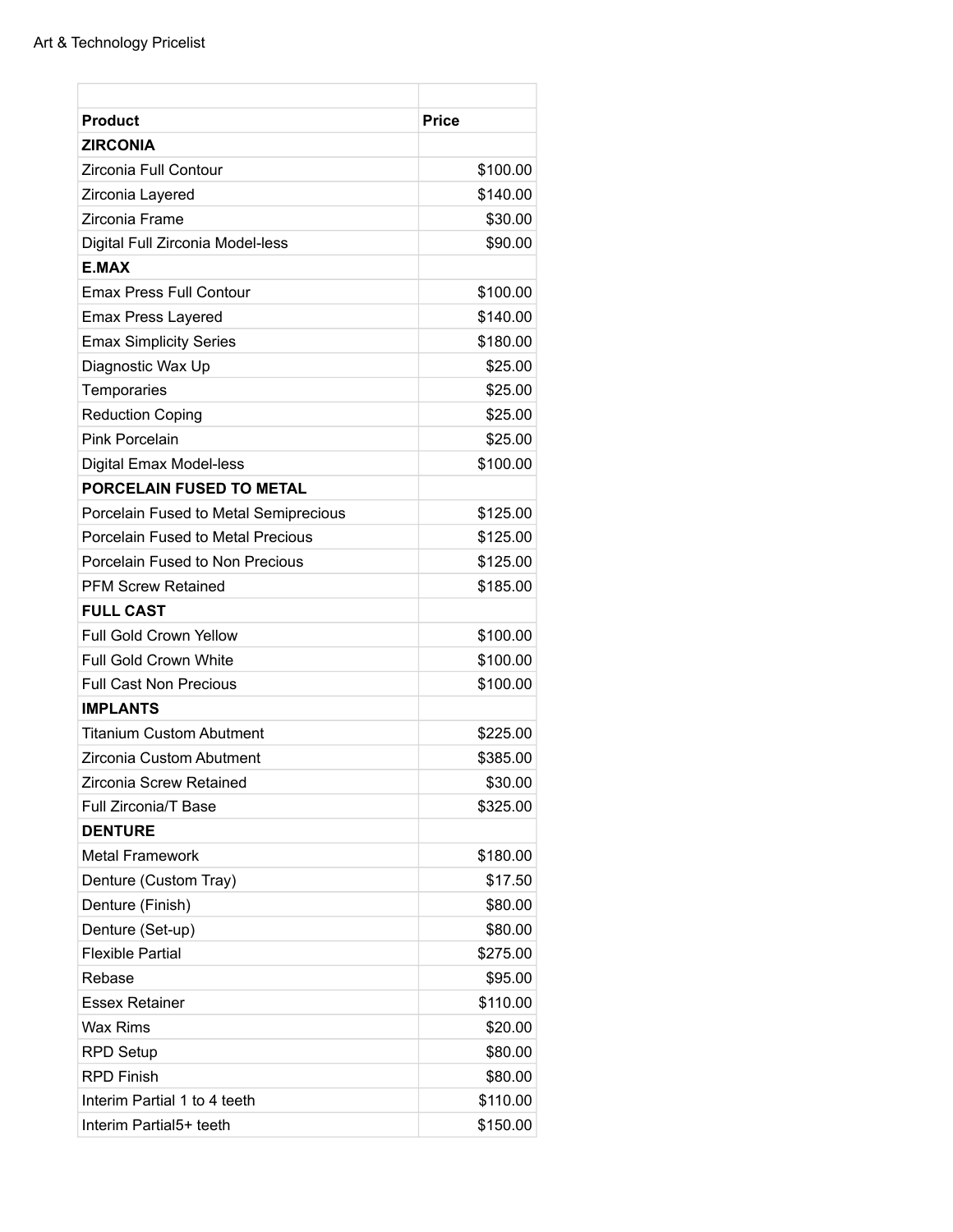Art & Technology Pricelist

| | |
|---|---|
| **Product** | **Price** |
| **ZIRCONIA** | |
| Zirconia Full Contour | $100.00 |
| Zirconia Layered | $140.00 |
| Zirconia Frame | $30.00 |
| Digital Full Zirconia Model-less | $90.00 |
| **E.MAX** | |
| Emax Press Full Contour | $100.00 |
| Emax Press Layered | $140.00 |
| Emax Simplicity Series | $180.00 |
| Diagnostic Wax Up | $25.00 |
| Temporaries | $25.00 |
| Reduction Coping | $25.00 |
| Pink Porcelain | $25.00 |
| Digital Emax Model-less | $100.00 |
| **PORCELAIN FUSED TO METAL** | |
| Porcelain Fused to Metal Semiprecious | $125.00 |
| Porcelain Fused to Metal Precious | $125.00 |
| Porcelain Fused to Non Precious | $125.00 |
| PFM Screw Retained | $185.00 |
| **FULL CAST** | |
| Full Gold Crown Yellow | $100.00 |
| Full Gold Crown White | $100.00 |
| Full Cast Non Precious | $100.00 |
| **IMPLANTS** | |
| Titanium Custom Abutment | $225.00 |
| Zirconia Custom Abutment | $385.00 |
| Zirconia Screw Retained | $30.00 |
| Full Zirconia/T Base | $325.00 |
| **DENTURE** | |
| Metal Framework | $180.00 |
| Denture (Custom Tray) | $17.50 |
| Denture (Finish) | $80.00 |
| Denture (Set-up) | $80.00 |
| Flexible Partial | $275.00 |
| Rebase | $95.00 |
| Essex Retainer | $110.00 |
| Wax Rims | $20.00 |
| RPD Setup | $80.00 |
| RPD Finish | $80.00 |
| Interim Partial 1 to 4 teeth | $110.00 |
| Interim Partial5+ teeth | $150.00 |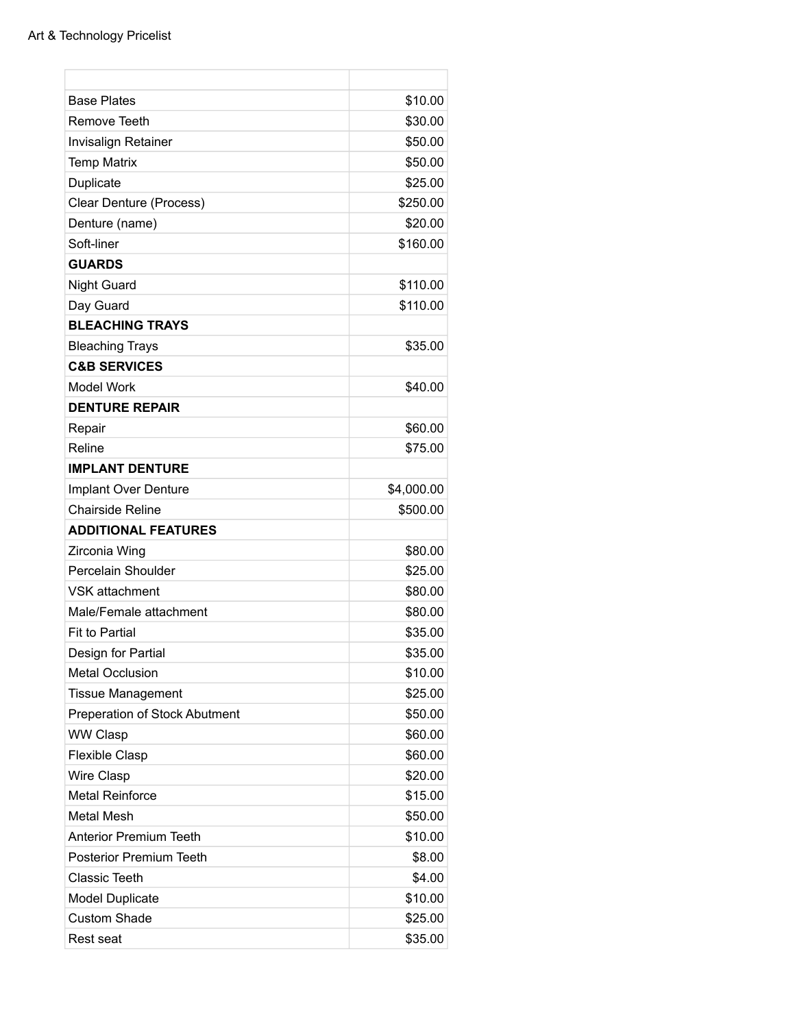Art & Technology Pricelist

| | |
|---|---|
| Base Plates | $10.00 |
| Remove Teeth | $30.00 |
| Invisalign Retainer | $50.00 |
| Temp Matrix | $50.00 |
| Duplicate | $25.00 |
| Clear Denture (Process) | $250.00 |
| Denture (name) | $20.00 |
| Soft-liner | $160.00 |
| **GUARDS** | |
| Night Guard | $110.00 |
| Day Guard | $110.00 |
| **BLEACHING TRAYS** | |
| Bleaching Trays | $35.00 |
| **C&B SERVICES** | |
| Model Work | $40.00 |
| **DENTURE REPAIR** | |
| Repair | $60.00 |
| Reline | $75.00 |
| **IMPLANT DENTURE** | |
| Implant Over Denture | $4,000.00 |
| Chairside Reline | $500.00 |
| **ADDITIONAL FEATURES** | |
| Zirconia Wing | $80.00 |
| Percelain Shoulder | $25.00 |
| VSK attachment | $80.00 |
| Male/Female attachment | $80.00 |
| Fit to Partial | $35.00 |
| Design for Partial | $35.00 |
| Metal Occlusion | $10.00 |
| Tissue Management | $25.00 |
| Preperation of Stock Abutment | $50.00 |
| WW Clasp | $60.00 |
| Flexible Clasp | $60.00 |
| Wire Clasp | $20.00 |
| Metal Reinforce | $15.00 |
| Metal Mesh | $50.00 |
| Anterior Premium Teeth | $10.00 |
| Posterior Premium Teeth | $8.00 |
| Classic Teeth | $4.00 |
| Model Duplicate | $10.00 |
| Custom Shade | $25.00 |
| Rest seat | $35.00 |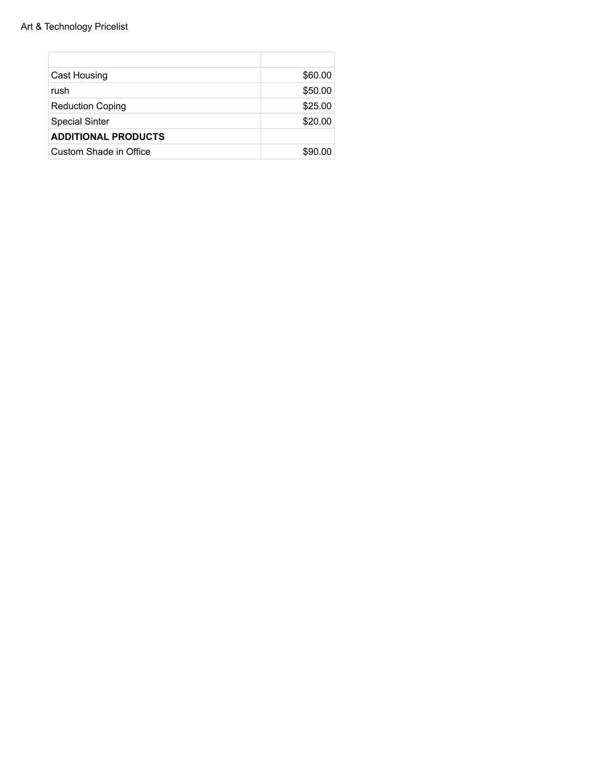| | |
|---|---|
| Cast Housing | $60.00 |
| rush | $50.00 |
| Reduction Coping | $25.00 |
| Special Sinter | $20.00 |
| **ADDITIONAL PRODUCTS** | |
| Custom Shade in Office | $90.00 |